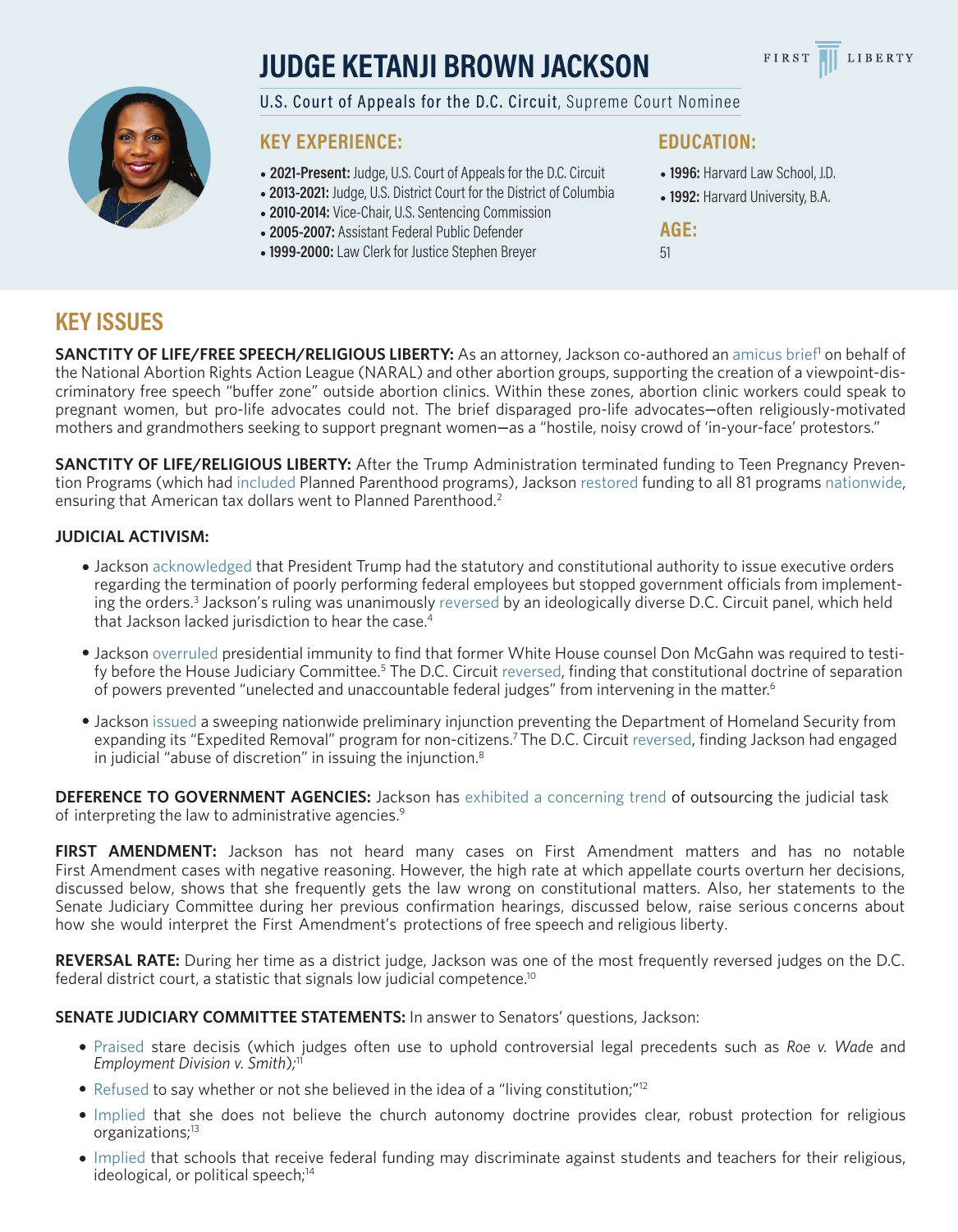# JUDGE KETANJI BROWN JACKSON

FIRST LIBERTY

U.S. Court of Appeals for the D.C. Circuit, Supreme Court Nominee

## KEY EXPERIENCE:

- **2021-Present:** Judge, U.S. Court of Appeals for the D.C. Circuit
- **2013-2021:** Judge, U.S. District Court for the District of Columbia
- **2010-2014:** Vice-Chair, U.S. Sentencing Commission
- **2005-2007:** Assistant Federal Public Defender
- **1999-2000:** Law Clerk for Justice Stephen Breyer

## EDUCATION:

- **1996:** Harvard Law School, J.D.
- **1992:** Harvard University, B.A.

## AGE:

51

# KEY ISSUES

**SANCTITY OF LIFE/FREE SPEECH/RELIGIOUS LIBERTY:** As an attorney, Jackson co-authored an amicus brief[1] on behalf of the National Abortion Rights Action League (NARAL) and other abortion groups, supporting the creation of a viewpoint-discriminatory free speech "buffer zone" outside abortion clinics. Within these zones, abortion clinic workers could speak to pregnant women, but pro-life advocates could not. The brief disparaged pro-life advocates—often religiously-motivated mothers and grandmothers seeking to support pregnant women—as a "hostile, noisy crowd of 'in-your-face' protestors."

**SANCTITY OF LIFE/RELIGIOUS LIBERTY:** After the Trump Administration terminated funding to Teen Pregnancy Prevention Programs (which had included Planned Parenthood programs), Jackson restored funding to all 81 programs nationwide, ensuring that American tax dollars went to Planned Parenthood.[2]

**JUDICIAL ACTIVISM:**

- Jackson acknowledged that President Trump had the statutory and constitutional authority to issue executive orders regarding the termination of poorly performing federal employees but stopped government officials from implementing the orders.[3] Jackson's ruling was unanimously reversed by an ideologically diverse D.C. Circuit panel, which held that Jackson lacked jurisdiction to hear the case.[4]
- Jackson overruled presidential immunity to find that former White House counsel Don McGahn was required to testify before the House Judiciary Committee.[5] The D.C. Circuit reversed, finding that constitutional doctrine of separation of powers prevented "unelected and unaccountable federal judges" from intervening in the matter.[6]
- Jackson issued a sweeping nationwide preliminary injunction preventing the Department of Homeland Security from expanding its "Expedited Removal" program for non-citizens.[7] The D.C. Circuit reversed, finding Jackson had engaged in judicial "abuse of discretion" in issuing the injunction.[8]

**DEFERENCE TO GOVERNMENT AGENCIES:** Jackson has exhibited a concerning trend of outsourcing the judicial task of interpreting the law to administrative agencies.[9]

**FIRST AMENDMENT:** Jackson has not heard many cases on First Amendment matters and has no notable First Amendment cases with negative reasoning. However, the high rate at which appellate courts overturn her decisions, discussed below, shows that she frequently gets the law wrong on constitutional matters. Also, her statements to the Senate Judiciary Committee during her previous confirmation hearings, discussed below, raise serious concerns about how she would interpret the First Amendment's protections of free speech and religious liberty.

**REVERSAL RATE:** During her time as a district judge, Jackson was one of the most frequently reversed judges on the D.C. federal district court, a statistic that signals low judicial competence.[10]

**SENATE JUDICIARY COMMITTEE STATEMENTS:** In answer to Senators' questions, Jackson:

- Praised stare decisis (which judges often use to uphold controversial legal precedents such as *Roe v. Wade* and *Employment Division v. Smith*);[11]
- Refused to say whether or not she believed in the idea of a "living constitution;"[12]
- Implied that she does not believe the church autonomy doctrine provides clear, robust protection for religious organizations;[13]
- Implied that schools that receive federal funding may discriminate against students and teachers for their religious, ideological, or political speech;[14]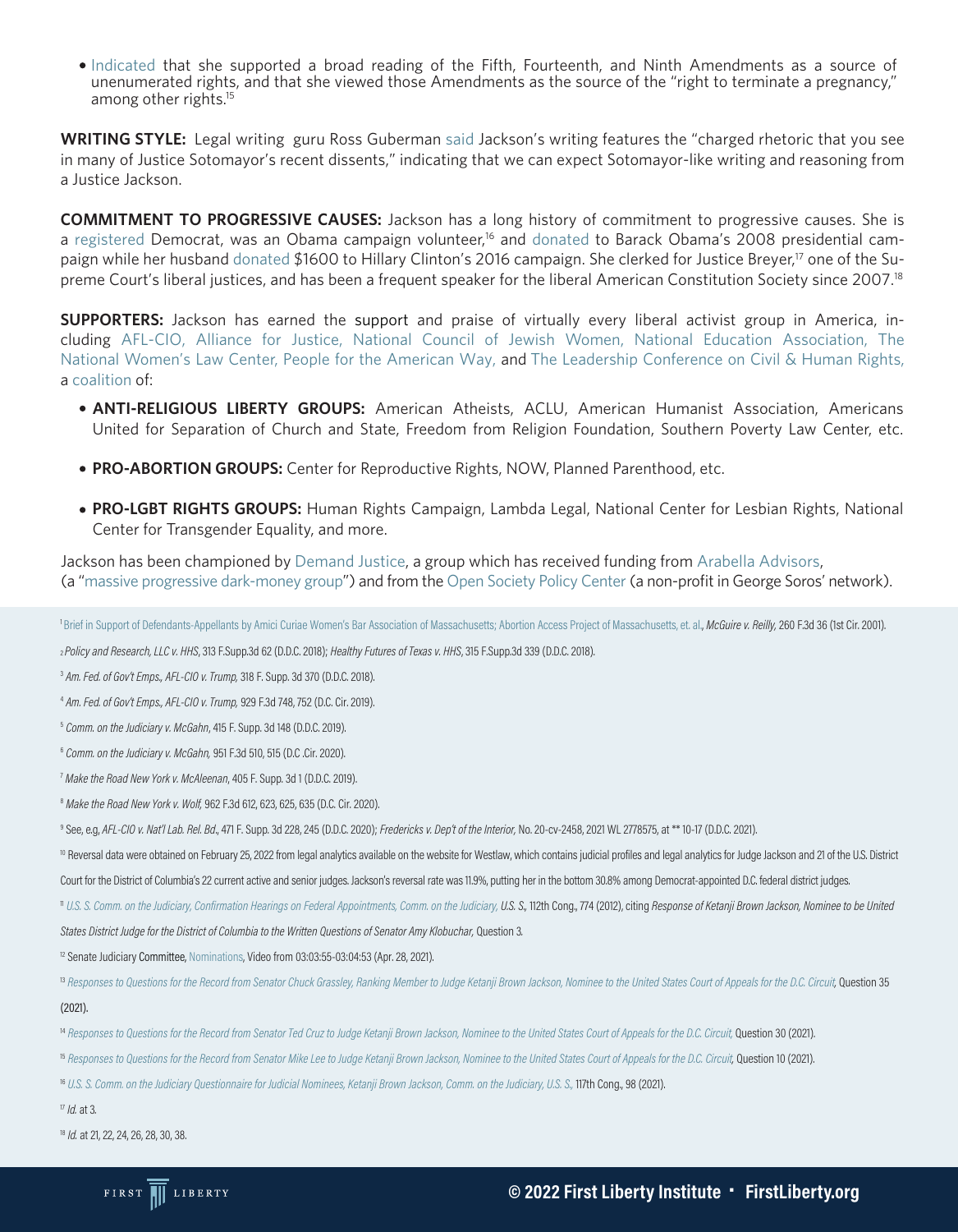- Indicated that she supported a broad reading of the Fifth, Fourteenth, and Ninth Amendments as a source of unenumerated rights, and that she viewed those Amendments as the source of the "right to terminate a pregnancy," among other rights.[15]

**WRITING STYLE:** Legal writing guru Ross Guberman said Jackson's writing features the "charged rhetoric that you see in many of Justice Sotomayor's recent dissents," indicating that we can expect Sotomayor-like writing and reasoning from a Justice Jackson.

**COMMITMENT TO PROGRESSIVE CAUSES:** Jackson has a long history of commitment to progressive causes. She is a registered Democrat, was an Obama campaign volunteer,[16] and donated to Barack Obama's 2008 presidential campaign while her husband donated $1600 to Hillary Clinton's 2016 campaign. She clerked for Justice Breyer,[17] one of the Supreme Court's liberal justices, and has been a frequent speaker for the liberal American Constitution Society since 2007.[18]

**SUPPORTERS:** Jackson has earned the support and praise of virtually every liberal activist group in America, including AFL-CIO, Alliance for Justice, National Council of Jewish Women, National Education Association, The National Women's Law Center, People for the American Way, and The Leadership Conference on Civil & Human Rights, a coalition of:

- **ANTI-RELIGIOUS LIBERTY GROUPS:** American Atheists, ACLU, American Humanist Association, Americans United for Separation of Church and State, Freedom from Religion Foundation, Southern Poverty Law Center, etc.
- **PRO-ABORTION GROUPS:** Center for Reproductive Rights, NOW, Planned Parenthood, etc.
- **PRO-LGBT RIGHTS GROUPS:** Human Rights Campaign, Lambda Legal, National Center for Lesbian Rights, National Center for Transgender Equality, and more.

Jackson has been championed by Demand Justice, a group which has received funding from Arabella Advisors, (a "massive progressive dark-money group") and from the Open Society Policy Center (a non-profit in George Soros' network).

[1] Brief in Support of Defendants-Appellants by Amici Curiae Women's Bar Association of Massachusetts; Abortion Access Project of Massachusetts, et. al., *McGuire v. Reilly,* 260 F.3d 36 (1st Cir. 2001).

[2] *Policy and Research, LLC v. HHS*, 313 F.Supp.3d 62 (D.D.C. 2018); *Healthy Futures of Texas v. HHS*, 315 F.Supp.3d 339 (D.D.C. 2018).

[3] *Am. Fed. of Gov't Emps., AFL-CIO v. Trump,* 318 F. Supp. 3d 370 (D.D.C. 2018).

[4] *Am. Fed. of Gov't Emps., AFL-CIO v. Trump,* 929 F.3d 748, 752 (D.C. Cir. 2019).

[5] *Comm. on the Judiciary v. McGahn*, 415 F. Supp. 3d 148 (D.D.C. 2019).

[6] *Comm. on the Judiciary v. McGahn,* 951 F.3d 510, 515 (D.C .Cir. 2020).

[7] *Make the Road New York v. McAleenan*, 405 F. Supp. 3d 1 (D.D.C. 2019).

[8] *Make the Road New York v. Wolf,* 962 F.3d 612, 623, 625, 635 (D.C. Cir. 2020).

[9] See, e.g, *AFL-CIO v. Nat'l Lab. Rel. Bd.*, 471 F. Supp. 3d 228, 245 (D.D.C. 2020); *Fredericks v. Dep't of the Interior,* No. 20-cv-2458, 2021 WL 2778575, at ** 10-17 (D.D.C. 2021).

[10] Reversal data were obtained on February 25, 2022 from legal analytics available on the website for Westlaw, which contains judicial profiles and legal analytics for Judge Jackson and 21 of the U.S. District Court for the District of Columbia's 22 current active and senior judges. Jackson's reversal rate was 11.9%, putting her in the bottom 30.8% among Democrat-appointed D.C. federal district judges.

[11] *U.S. S. Comm. on the Judiciary, Confirmation Hearings on Federal Appointments, Comm. on the Judiciary, U.S. S.,* 112th Cong., 774 (2012), citing *Response of Ketanji Brown Jackson, Nominee to be United States District Judge for the District of Columbia to the Written Questions of Senator Amy Klobuchar,* Question 3.

[12] Senate Judiciary Committee, Nominations, Video from 03:03:55-03:04:53 (Apr. 28, 2021).

[13] *Responses to Questions for the Record from Senator Chuck Grassley, Ranking Member to Judge Ketanji Brown Jackson, Nominee to the United States Court of Appeals for the D.C. Circuit,* Question 35 (2021).

[14] *Responses to Questions for the Record from Senator Ted Cruz to Judge Ketanji Brown Jackson, Nominee to the United States Court of Appeals for the D.C. Circuit,* Question 30 (2021).

[15] *Responses to Questions for the Record from Senator Mike Lee to Judge Ketanji Brown Jackson, Nominee to the United States Court of Appeals for the D.C. Circuit,* Question 10 (2021).

[16] *U.S. S. Comm. on the Judiciary Questionnaire for Judicial Nominees, Ketanji Brown Jackson, Comm. on the Judiciary, U.S. S.,* 117th Cong., 98 (2021).

[17] *Id.* at 3.

[18] *Id.* at 21, 22, 24, 26, 28, 30, 38.

© 2022 First Liberty Institute · FirstLiberty.org